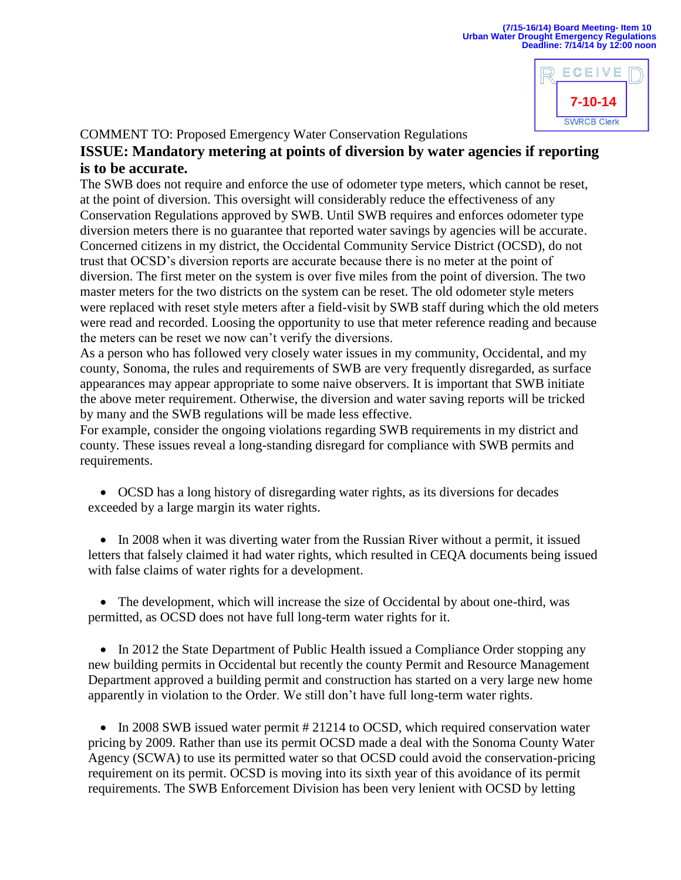(7/15-16/14) Board Meeting- Item 10
Urban Water Drought Emergency Regulations
Deadline: 7/14/14 by 12:00 noon

RECEIVED
7-10-14
SWRCB Clerk

COMMENT TO: Proposed Emergency Water Conservation Regulations

**ISSUE: Mandatory metering at points of diversion by water agencies if reporting is to be accurate.**

The SWB does not require and enforce the use of odometer type meters, which cannot be reset, at the point of diversion. This oversight will considerably reduce the effectiveness of any Conservation Regulations approved by SWB. Until SWB requires and enforces odometer type diversion meters there is no guarantee that reported water savings by agencies will be accurate. Concerned citizens in my district, the Occidental Community Service District (OCSD), do not trust that OCSD's diversion reports are accurate because there is no meter at the point of diversion. The first meter on the system is over five miles from the point of diversion. The two master meters for the two districts on the system can be reset. The old odometer style meters were replaced with reset style meters after a field-visit by SWB staff during which the old meters were read and recorded. Loosing the opportunity to use that meter reference reading and because the meters can be reset we now can't verify the diversions.

As a person who has followed very closely water issues in my community, Occidental, and my county, Sonoma, the rules and requirements of SWB are very frequently disregarded, as surface appearances may appear appropriate to some naive observers. It is important that SWB initiate the above meter requirement. Otherwise, the diversion and water saving reports will be tricked by many and the SWB regulations will be made less effective.

For example, consider the ongoing violations regarding SWB requirements in my district and county. These issues reveal a long-standing disregard for compliance with SWB permits and requirements.

- OCSD has a long history of disregarding water rights, as its diversions for decades exceeded by a large margin its water rights.

- In 2008 when it was diverting water from the Russian River without a permit, it issued letters that falsely claimed it had water rights, which resulted in CEQA documents being issued with false claims of water rights for a development.

- The development, which will increase the size of Occidental by about one-third, was permitted, as OCSD does not have full long-term water rights for it.

- In 2012 the State Department of Public Health issued a Compliance Order stopping any new building permits in Occidental but recently the county Permit and Resource Management Department approved a building permit and construction has started on a very large new home apparently in violation to the Order. We still don't have full long-term water rights.

- In 2008 SWB issued water permit # 21214 to OCSD, which required conservation water pricing by 2009. Rather than use its permit OCSD made a deal with the Sonoma County Water Agency (SCWA) to use its permitted water so that OCSD could avoid the conservation-pricing requirement on its permit. OCSD is moving into its sixth year of this avoidance of its permit requirements. The SWB Enforcement Division has been very lenient with OCSD by letting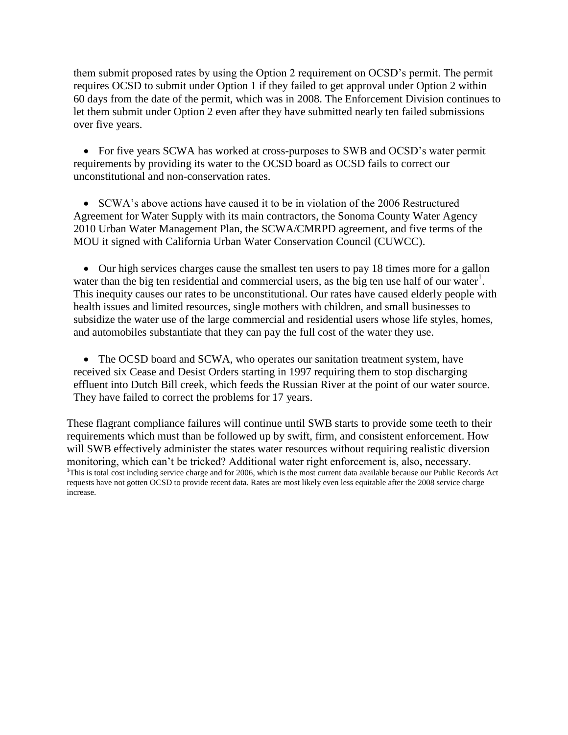them submit proposed rates by using the Option 2 requirement on OCSD's permit. The permit requires OCSD to submit under Option 1 if they failed to get approval under Option 2 within 60 days from the date of the permit, which was in 2008. The Enforcement Division continues to let them submit under Option 2 even after they have submitted nearly ten failed submissions over five years.

- For five years SCWA has worked at cross-purposes to SWB and OCSD's water permit requirements by providing its water to the OCSD board as OCSD fails to correct our unconstitutional and non-conservation rates.

- SCWA's above actions have caused it to be in violation of the 2006 Restructured Agreement for Water Supply with its main contractors, the Sonoma County Water Agency 2010 Urban Water Management Plan, the SCWA/CMRPD agreement, and five terms of the MOU it signed with California Urban Water Conservation Council (CUWCC).

- Our high services charges cause the smallest ten users to pay 18 times more for a gallon water than the big ten residential and commercial users, as the big ten use half of our water[1]. This inequity causes our rates to be unconstitutional. Our rates have caused elderly people with health issues and limited resources, single mothers with children, and small businesses to subsidize the water use of the large commercial and residential users whose life styles, homes, and automobiles substantiate that they can pay the full cost of the water they use.

- The OCSD board and SCWA, who operates our sanitation treatment system, have received six Cease and Desist Orders starting in 1997 requiring them to stop discharging effluent into Dutch Bill creek, which feeds the Russian River at the point of our water source. They have failed to correct the problems for 17 years.

These flagrant compliance failures will continue until SWB starts to provide some teeth to their requirements which must than be followed up by swift, firm, and consistent enforcement. How will SWB effectively administer the states water resources without requiring realistic diversion monitoring, which can't be tricked? Additional water right enforcement is, also, necessary.

[1]This is total cost including service charge and for 2006, which is the most current data available because our Public Records Act requests have not gotten OCSD to provide recent data. Rates are most likely even less equitable after the 2008 service charge increase.